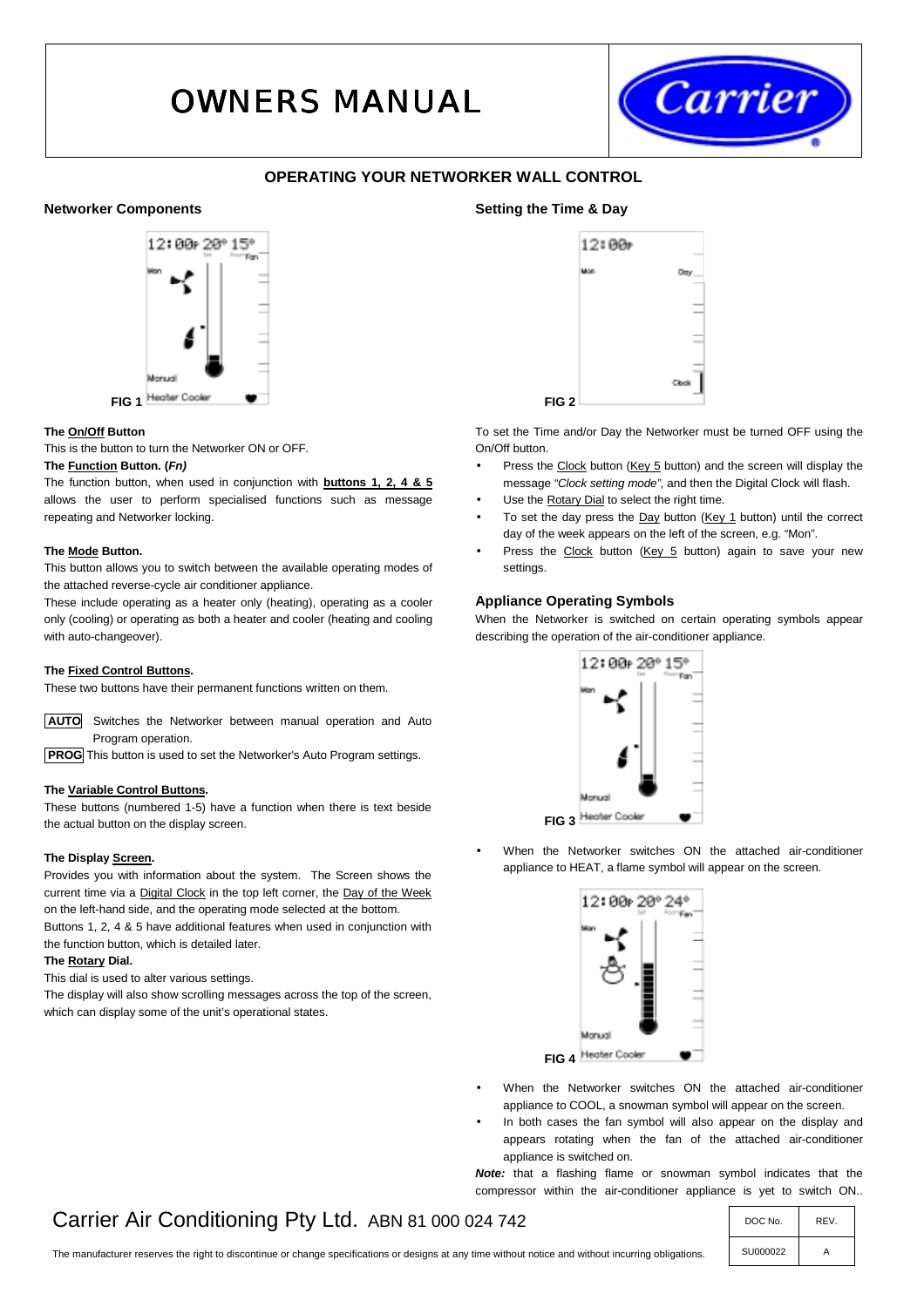# OWNERS MANUAL

## OPERATING YOUR NETWORKER WALL CONTROL

### Networker Components

FIG 1

**The On/Off Button**

This is the button to turn the Networker ON or OFF.

**The Function Button. (*Fn)***

The function button, when used in conjunction with **buttons 1, 2, 4 & 5** allows the user to perform specialised functions such as message repeating and Networker locking.

**The Mode Button.**

This button allows you to switch between the available operating modes of the attached reverse-cycle air conditioner appliance.

These include operating as a heater only (heating), operating as a cooler only (cooling) or operating as both a heater and cooler (heating and cooling with auto-changeover).

**The Fixed Control Buttons.**

These two buttons have their permanent functions written on them.

**AUTO** Switches the Networker between manual operation and Auto Program operation.

**PROG** This button is used to set the Networker's Auto Program settings.

**The Variable Control Buttons.**

These buttons (numbered 1-5) have a function when there is text beside the actual button on the display screen.

**The Display Screen.**

Provides you with information about the system. The Screen shows the current time via a Digital Clock in the top left corner, the Day of the Week on the left-hand side, and the operating mode selected at the bottom.

Buttons 1, 2, 4 & 5 have additional features when used in conjunction with the function button, which is detailed later.

**The Rotary Dial.**

This dial is used to alter various settings.

The display will also show scrolling messages across the top of the screen, which can display some of the unit's operational states.

### Setting the Time & Day

FIG 2

To set the Time and/or Day the Networker must be turned OFF using the On/Off button.

- Press the Clock button (Key 5 button) and the screen will display the message *"Clock setting mode"*, and then the Digital Clock will flash.
- Use the Rotary Dial to select the right time.
- To set the day press the Day button (Key 1 button) until the correct day of the week appears on the left of the screen, e.g. "Mon".
- Press the Clock button (Key 5 button) again to save your new settings.

### Appliance Operating Symbols

When the Networker is switched on certain operating symbols appear describing the operation of the air-conditioner appliance.

FIG 3

- When the Networker switches ON the attached air-conditioner appliance to HEAT, a flame symbol will appear on the screen.

FIG 4

- When the Networker switches ON the attached air-conditioner appliance to COOL, a snowman symbol will appear on the screen.
- In both cases the fan symbol will also appear on the display and appears rotating when the fan of the attached air-conditioner appliance is switched on.

***Note:*** that a flashing flame or snowman symbol indicates that the compressor within the air-conditioner appliance is yet to switch ON..

Carrier Air Conditioning Pty Ltd. ABN 81 000 024 742

The manufacturer reserves the right to discontinue or change specifications or designs at any time without notice and without incurring obligations.

| DOC No. | REV. |
| --- | --- |
| SU000022 | A |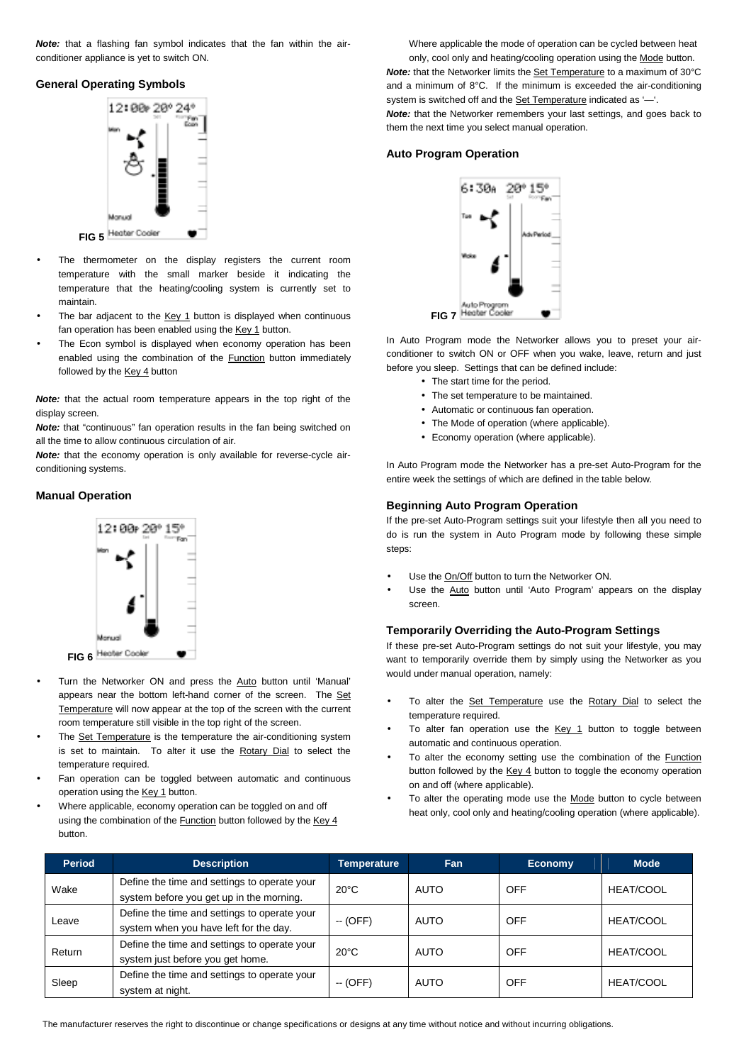***Note:*** that a flashing fan symbol indicates that the fan within the air-conditioner appliance is yet to switch ON.

### General Operating Symbols

FIG 5

- The thermometer on the display registers the current room temperature with the small marker beside it indicating the temperature that the heating/cooling system is currently set to maintain.
- The bar adjacent to the Key 1 button is displayed when continuous fan operation has been enabled using the Key 1 button.
- The Econ symbol is displayed when economy operation has been enabled using the combination of the Function button immediately followed by the Key 4 button

***Note:*** that the actual room temperature appears in the top right of the display screen.

***Note:*** that "continuous" fan operation results in the fan being switched on all the time to allow continuous circulation of air.

***Note:*** that the economy operation is only available for reverse-cycle air-conditioning systems.

### Manual Operation

FIG 6

- Turn the Networker ON and press the Auto button until 'Manual' appears near the bottom left-hand corner of the screen. The Set Temperature will now appear at the top of the screen with the current room temperature still visible in the top right of the screen.
- The Set Temperature is the temperature the air-conditioning system is set to maintain. To alter it use the Rotary Dial to select the temperature required.
- Fan operation can be toggled between automatic and continuous operation using the Key 1 button.
- Where applicable, economy operation can be toggled on and off using the combination of the Function button followed by the Key 4 button.

Where applicable the mode of operation can be cycled between heat only, cool only and heating/cooling operation using the Mode button.

***Note:*** that the Networker limits the Set Temperature to a maximum of 30°C and a minimum of 8°C. If the minimum is exceeded the air-conditioning system is switched off and the Set Temperature indicated as '—'.

***Note:*** that the Networker remembers your last settings, and goes back to them the next time you select manual operation.

### Auto Program Operation

FIG 7

In Auto Program mode the Networker allows you to preset your air-conditioner to switch ON or OFF when you wake, leave, return and just before you sleep. Settings that can be defined include:

- The start time for the period.
- The set temperature to be maintained.
- Automatic or continuous fan operation.
- The Mode of operation (where applicable).
- Economy operation (where applicable).

In Auto Program mode the Networker has a pre-set Auto-Program for the entire week the settings of which are defined in the table below.

### Beginning Auto Program Operation

If the pre-set Auto-Program settings suit your lifestyle then all you need to do is run the system in Auto Program mode by following these simple steps:

- Use the On/Off button to turn the Networker ON.
- Use the Auto button until 'Auto Program' appears on the display screen.

### Temporarily Overriding the Auto-Program Settings

If these pre-set Auto-Program settings do not suit your lifestyle, you may want to temporarily override them by simply using the Networker as you would under manual operation, namely:

- To alter the Set Temperature use the Rotary Dial to select the temperature required.
- To alter fan operation use the Key 1 button to toggle between automatic and continuous operation.
- To alter the economy setting use the combination of the Function button followed by the Key 4 button to toggle the economy operation on and off (where applicable).
- To alter the operating mode use the Mode button to cycle between heat only, cool only and heating/cooling operation (where applicable).

| Period | Description | Temperature | Fan | Economy | Mode |
|---|---|---|---|---|---|
| Wake | Define the time and settings to operate your system before you get up in the morning. | 20°C | AUTO | OFF | HEAT/COOL |
| Leave | Define the time and settings to operate your system when you have left for the day. | -- (OFF) | AUTO | OFF | HEAT/COOL |
| Return | Define the time and settings to operate your system just before you get home. | 20°C | AUTO | OFF | HEAT/COOL |
| Sleep | Define the time and settings to operate your system at night. | -- (OFF) | AUTO | OFF | HEAT/COOL |

The manufacturer reserves the right to discontinue or change specifications or designs at any time without notice and without incurring obligations.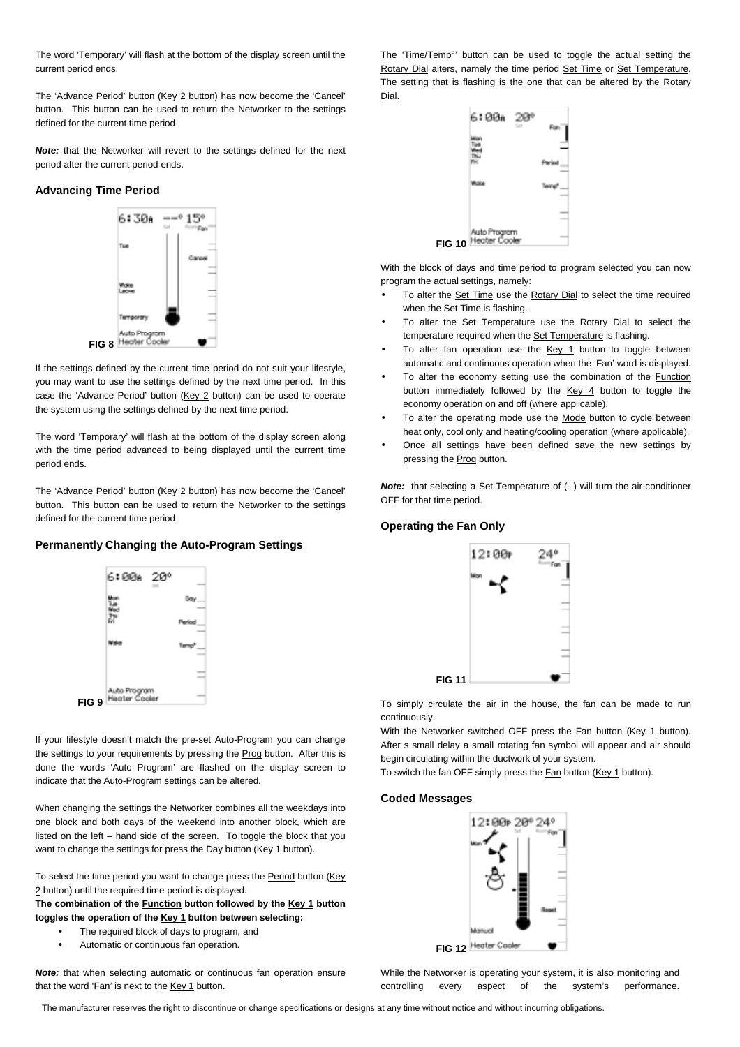The word 'Temporary' will flash at the bottom of the display screen until the current period ends.

The 'Advance Period' button (Key 2 button) has now become the 'Cancel' button. This button can be used to return the Networker to the settings defined for the current time period

***Note:*** that the Networker will revert to the settings defined for the next period after the current period ends.

### Advancing Time Period

FIG 8

If the settings defined by the current time period do not suit your lifestyle, you may want to use the settings defined by the next time period. In this case the 'Advance Period' button (Key 2 button) can be used to operate the system using the settings defined by the next time period.

The word 'Temporary' will flash at the bottom of the display screen along with the time period advanced to being displayed until the current time period ends.

The 'Advance Period' button (Key 2 button) has now become the 'Cancel' button. This button can be used to return the Networker to the settings defined for the current time period

### Permanently Changing the Auto-Program Settings

FIG 9

If your lifestyle doesn't match the pre-set Auto-Program you can change the settings to your requirements by pressing the Prog button. After this is done the words 'Auto Program' are flashed on the display screen to indicate that the Auto-Program settings can be altered.

When changing the settings the Networker combines all the weekdays into one block and both days of the weekend into another block, which are listed on the left – hand side of the screen. To toggle the block that you want to change the settings for press the Day button (Key 1 button).

To select the time period you want to change press the Period button (Key 2 button) until the required time period is displayed.

**The combination of the Function button followed by the Key 1 button toggles the operation of the Key 1 button between selecting:**

- The required block of days to program, and
- Automatic or continuous fan operation.

***Note:*** that when selecting automatic or continuous fan operation ensure that the word 'Fan' is next to the Key 1 button.

The 'Time/Temp°' button can be used to toggle the actual setting the Rotary Dial alters, namely the time period Set Time or Set Temperature. The setting that is flashing is the one that can be altered by the Rotary Dial.

FIG 10

With the block of days and time period to program selected you can now program the actual settings, namely:

- To alter the Set Time use the Rotary Dial to select the time required when the Set Time is flashing.
- To alter the Set Temperature use the Rotary Dial to select the temperature required when the Set Temperature is flashing.
- To alter fan operation use the Key 1 button to toggle between automatic and continuous operation when the 'Fan' word is displayed.
- To alter the economy setting use the combination of the Function button immediately followed by the Key 4 button to toggle the economy operation on and off (where applicable).
- To alter the operating mode use the Mode button to cycle between heat only, cool only and heating/cooling operation (where applicable).
- Once all settings have been defined save the new settings by pressing the Prog button.

***Note:*** that selecting a Set Temperature of (--) will turn the air-conditioner OFF for that time period.

### Operating the Fan Only

FIG 11

To simply circulate the air in the house, the fan can be made to run continuously.

With the Networker switched OFF press the Fan button (Key 1 button). After s small delay a small rotating fan symbol will appear and air should begin circulating within the ductwork of your system.

To switch the fan OFF simply press the Fan button (Key 1 button).

### Coded Messages

FIG 12

While the Networker is operating your system, it is also monitoring and controlling every aspect of the system's performance.

The manufacturer reserves the right to discontinue or change specifications or designs at any time without notice and without incurring obligations.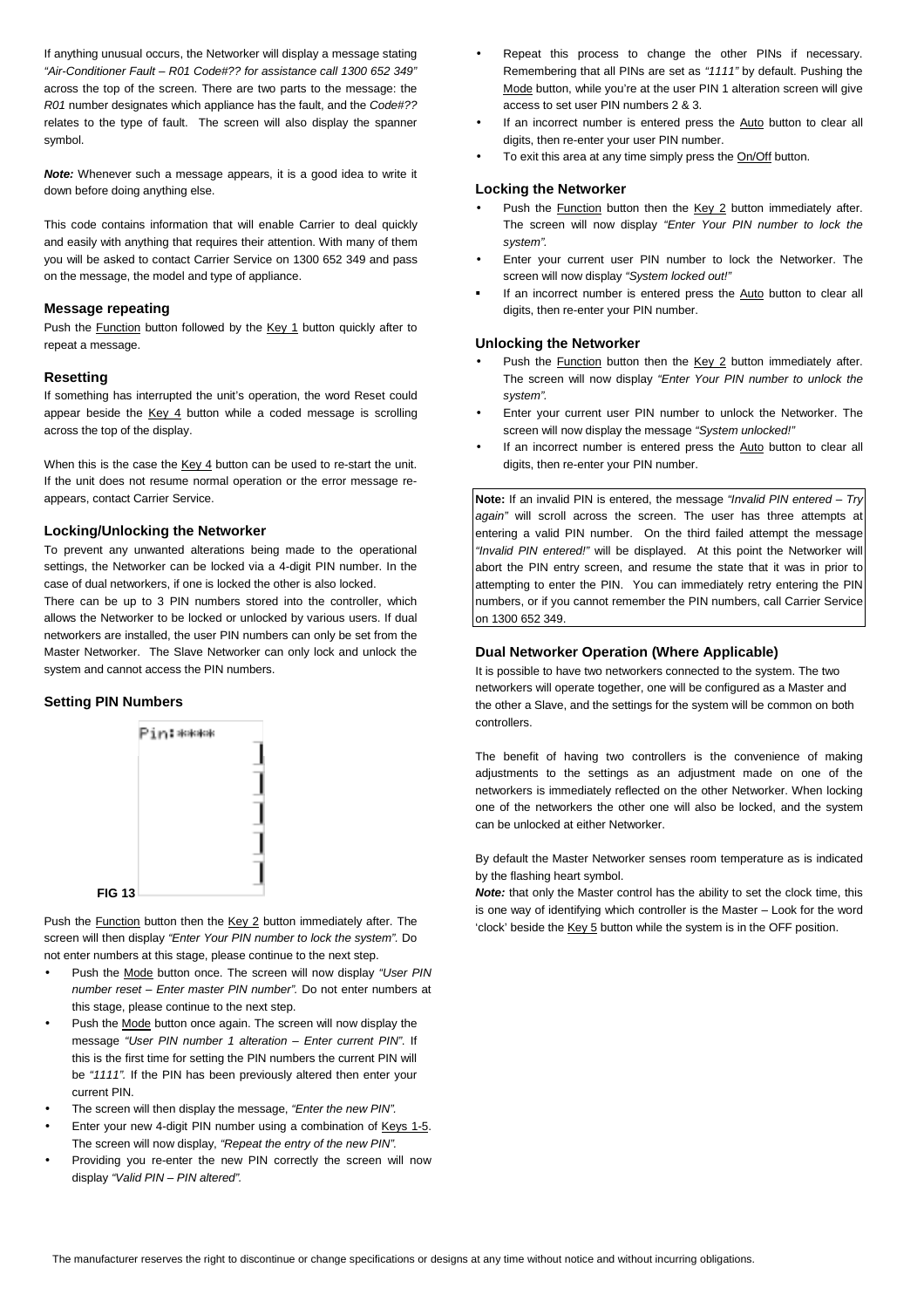If anything unusual occurs, the Networker will display a message stating *"Air-Conditioner Fault – R01 Code#?? for assistance call 1300 652 349"* across the top of the screen. There are two parts to the message: the *R01* number designates which appliance has the fault, and the *Code#??* relates to the type of fault. The screen will also display the spanner symbol.

***Note:*** Whenever such a message appears, it is a good idea to write it down before doing anything else.

This code contains information that will enable Carrier to deal quickly and easily with anything that requires their attention. With many of them you will be asked to contact Carrier Service on 1300 652 349 and pass on the message, the model and type of appliance.

### Message repeating

Push the Function button followed by the Key 1 button quickly after to repeat a message.

### Resetting

If something has interrupted the unit's operation, the word Reset could appear beside the Key 4 button while a coded message is scrolling across the top of the display.

When this is the case the Key 4 button can be used to re-start the unit. If the unit does not resume normal operation or the error message re-appears, contact Carrier Service.

### Locking/Unlocking the Networker

To prevent any unwanted alterations being made to the operational settings, the Networker can be locked via a 4-digit PIN number. In the case of dual networkers, if one is locked the other is also locked.

There can be up to 3 PIN numbers stored into the controller, which allows the Networker to be locked or unlocked by various users. If dual networkers are installed, the user PIN numbers can only be set from the Master Networker. The Slave Networker can only lock and unlock the system and cannot access the PIN numbers.

### Setting PIN Numbers

Pin:****

**FIG 13**

Push the Function button then the Key 2 button immediately after. The screen will then display *"Enter Your PIN number to lock the system"*. Do not enter numbers at this stage, please continue to the next step.

- Push the Mode button once. The screen will now display *"User PIN number reset – Enter master PIN number"*. Do not enter numbers at this stage, please continue to the next step.
- Push the Mode button once again. The screen will now display the message *"User PIN number 1 alteration – Enter current PIN"*. If this is the first time for setting the PIN numbers the current PIN will be *"1111"*. If the PIN has been previously altered then enter your current PIN.
- The screen will then display the message, *"Enter the new PIN"*.
- Enter your new 4-digit PIN number using a combination of Keys 1-5. The screen will now display, *"Repeat the entry of the new PIN"*.
- Providing you re-enter the new PIN correctly the screen will now display *"Valid PIN – PIN altered"*.
- Repeat this process to change the other PINs if necessary. Remembering that all PINs are set as *"1111"* by default. Pushing the Mode button, while you're at the user PIN 1 alteration screen will give access to set user PIN numbers 2 & 3.
- If an incorrect number is entered press the Auto button to clear all digits, then re-enter your user PIN number.
- To exit this area at any time simply press the On/Off button.

### Locking the Networker

- Push the Function button then the Key 2 button immediately after. The screen will now display *"Enter Your PIN number to lock the system"*.
- Enter your current user PIN number to lock the Networker. The screen will now display *"System locked out!"*
- If an incorrect number is entered press the Auto button to clear all digits, then re-enter your PIN number.

### Unlocking the Networker

- Push the Function button then the Key 2 button immediately after. The screen will now display *"Enter Your PIN number to unlock the system"*.
- Enter your current user PIN number to unlock the Networker. The screen will now display the message *"System unlocked!"*
- If an incorrect number is entered press the Auto button to clear all digits, then re-enter your PIN number.

**Note:** If an invalid PIN is entered, the message *"Invalid PIN entered – Try again"* will scroll across the screen. The user has three attempts at entering a valid PIN number. On the third failed attempt the message *"Invalid PIN entered!"* will be displayed. At this point the Networker will abort the PIN entry screen, and resume the state that it was in prior to attempting to enter the PIN. You can immediately retry entering the PIN numbers, or if you cannot remember the PIN numbers, call Carrier Service on 1300 652 349.

### Dual Networker Operation (Where Applicable)

It is possible to have two networkers connected to the system. The two networkers will operate together, one will be configured as a Master and the other a Slave, and the settings for the system will be common on both controllers.

The benefit of having two controllers is the convenience of making adjustments to the settings as an adjustment made on one of the networkers is immediately reflected on the other Networker. When locking one of the networkers the other one will also be locked, and the system can be unlocked at either Networker.

By default the Master Networker senses room temperature as is indicated by the flashing heart symbol.

***Note:*** that only the Master control has the ability to set the clock time, this is one way of identifying which controller is the Master – Look for the word 'clock' beside the Key 5 button while the system is in the OFF position.

The manufacturer reserves the right to discontinue or change specifications or designs at any time without notice and without incurring obligations.